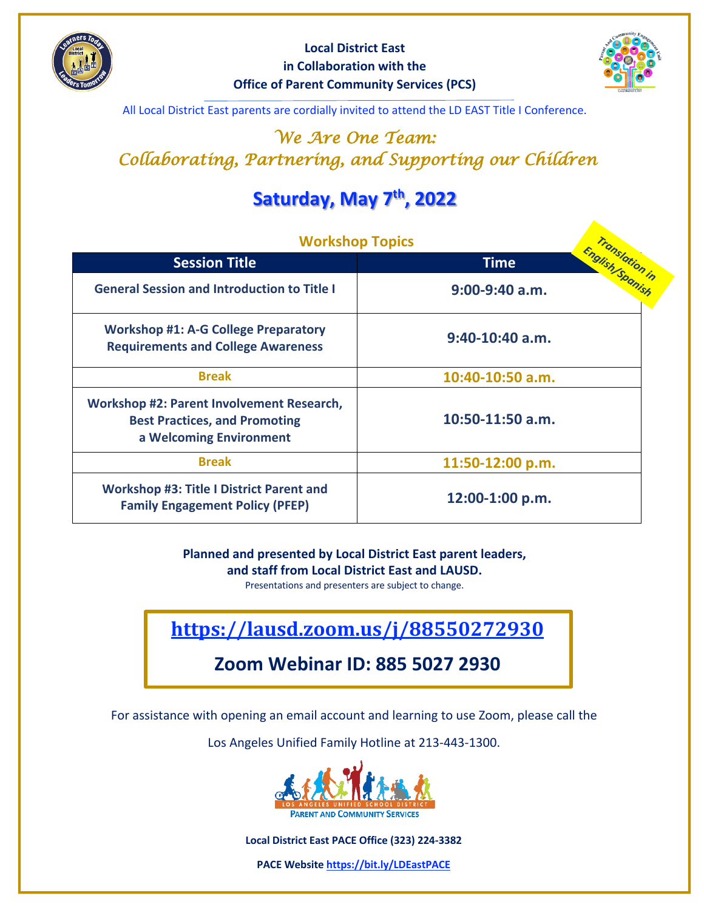**Local District East**
**in Collaboration with the**
**Office of Parent Community Services (PCS)**

All Local District East parents are cordially invited to attend the LD EAST Title I Conference.

## *We Are One Team:*
## *Collaborating, Partnering, and Supporting our Children*

# Saturday, May 7th, 2022

### Workshop Topics

Translation in English/Spanish

| Session Title | Time |
|---|---|
| General Session and Introduction to Title I | 9:00-9:40 a.m. |
| Workshop #1: A-G College Preparatory Requirements and College Awareness | 9:40-10:40 a.m. |
| Break | 10:40-10:50 a.m. |
| Workshop #2: Parent Involvement Research, Best Practices, and Promoting a Welcoming Environment | 10:50-11:50 a.m. |
| Break | 11:50-12:00 p.m. |
| Workshop #3: Title I District Parent and Family Engagement Policy (PFEP) | 12:00-1:00 p.m. |

**Planned and presented by Local District East parent leaders, and staff from Local District East and LAUSD.**

Presentations and presenters are subject to change.

**https://lausd.zoom.us/j/88550272930**

**Zoom Webinar ID: 885 5027 2930**

For assistance with opening an email account and learning to use Zoom, please call the Los Angeles Unified Family Hotline at 213-443-1300.

LOS ANGELES UNIFIED SCHOOL DISTRICT
PARENT AND COMMUNITY SERVICES

**Local District East PACE Office (323) 224-3382**

**PACE Website https://bit.ly/LDEastPACE**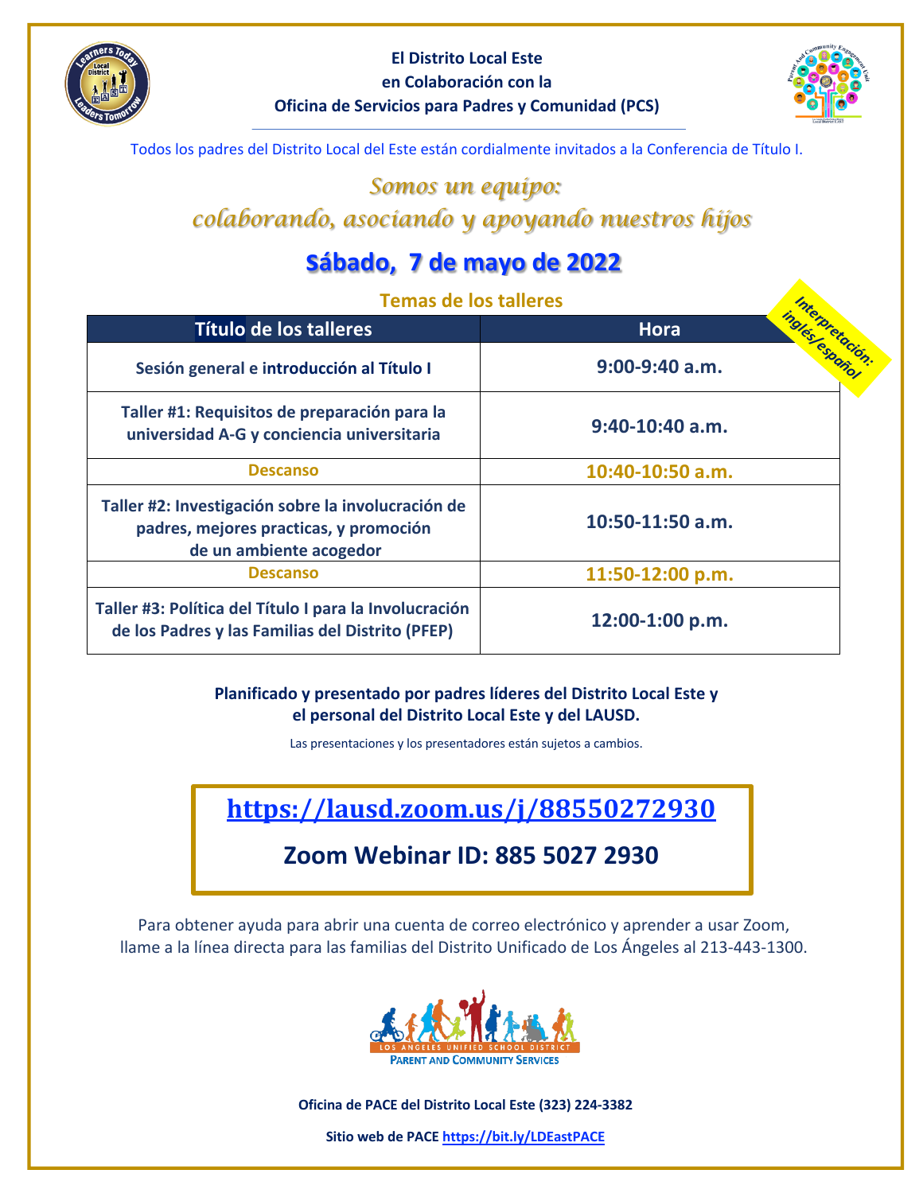**El Distrito Local Este**
**en Colaboración con la**
**Oficina de Servicios para Padres y Comunidad (PCS)**

Todos los padres del Distrito Local del Este están cordialmente invitados a la Conferencia de Título I.

# *Somos un equipo: colaborando, asociando y apoyando nuestros hijos*

## Sábado, 7 de mayo de 2022

### Temas de los talleres

**Interpretación: inglés/español**

| Título de los talleres | Hora |
| --- | --- |
| **Sesión general e introducción al Título I** | **9:00-9:40 a.m.** |
| **Taller #1: Requisitos de preparación para la universidad A-G y conciencia universitaria** | **9:40-10:40 a.m.** |
| **Descanso** | **10:40-10:50 a.m.** |
| **Taller #2: Investigación sobre la involucración de padres, mejores practicas, y promoción de un ambiente acogedor** | **10:50-11:50 a.m.** |
| **Descanso** | **11:50-12:00 p.m.** |
| **Taller #3: Política del Título I para la Involucración de los Padres y las Familias del Distrito (PFEP)** | **12:00-1:00 p.m.** |

**Planificado y presentado por padres líderes del Distrito Local Este y el personal del Distrito Local Este y del LAUSD.**

Las presentaciones y los presentadores están sujetos a cambios.

**https://lausd.zoom.us/j/88550272930**

**Zoom Webinar ID: 885 5027 2930**

Para obtener ayuda para abrir una cuenta de correo electrónico y aprender a usar Zoom, llame a la línea directa para las familias del Distrito Unificado de Los Ángeles al 213-443-1300.

LOS ANGELES UNIFIED SCHOOL DISTRICT
PARENT AND COMMUNITY SERVICES

**Oficina de PACE del Distrito Local Este (323) 224-3382**

**Sitio web de PACE https://bit.ly/LDEastPACE**